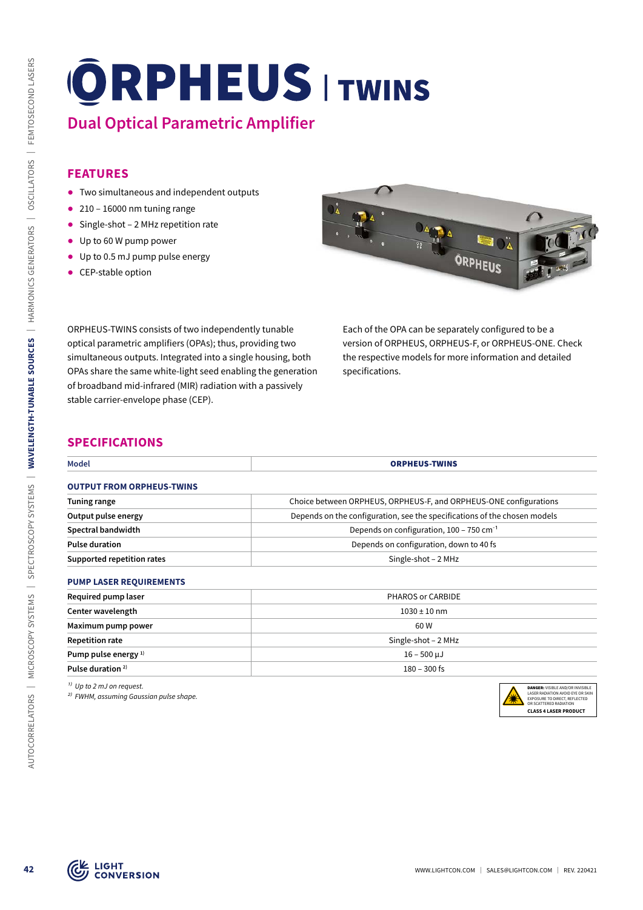# ORPHEUS | TWINS

## Dual Optical Parametric Amplifier

### FEATURES

- Two simultaneous and independent outputs
- 210 – 16000 nm tuning range
- Single-shot – 2 MHz repetition rate
- Up to 60 W pump power
- Up to 0.5 mJ pump pulse energy
- CEP-stable option

ORPHEUS-TWINS consists of two independently tunable optical parametric amplifiers (OPAs); thus, providing two simultaneous outputs. Integrated into a single housing, both OPAs share the same white-light seed enabling the generation of broadband mid-infrared (MIR) radiation with a passively stable carrier-envelope phase (CEP).

Each of the OPA can be separately configured to be a version of ORPHEUS, ORPHEUS-F, or ORPHEUS-ONE. Check the respective models for more information and detailed specifications.

### SPECIFICATIONS

| Model | ORPHEUS-TWINS |
|---|---|
| **OUTPUT FROM ORPHEUS-TWINS** | |
| Tuning range | Choice between ORPHEUS, ORPHEUS-F, and ORPHEUS-ONE configurations |
| Output pulse energy | Depends on the configuration, see the specifications of the chosen models |
| Spectral bandwidth | Depends on configuration, 100 – 750 $cm^{-1}$ |
| Pulse duration | Depends on configuration, down to 40 fs |
| Supported repetition rates | Single-shot – 2 MHz |
| **PUMP LASER REQUIREMENTS** | |
| Required pump laser | PHAROS or CARBIDE |
| Center wavelength | 1030 ± 10 nm |
| Maximum pump power | 60 W |
| Repetition rate | Single-shot – 2 MHz |
| Pump pulse energy [1] | 16 – 500 µJ |
| Pulse duration [2] | 180 – 300 fs |

*[1] Up to 2 mJ on request.*
*[2] FWHM, assuming Gaussian pulse shape.*

DANGER: VISIBLE AND/OR INVISIBLE LASER RADIATION AVOID EYE OR SKIN EXPOSURE TO DIRECT, REFLECTED OR SCATTERED RADIATION
CLASS 4 LASER PRODUCT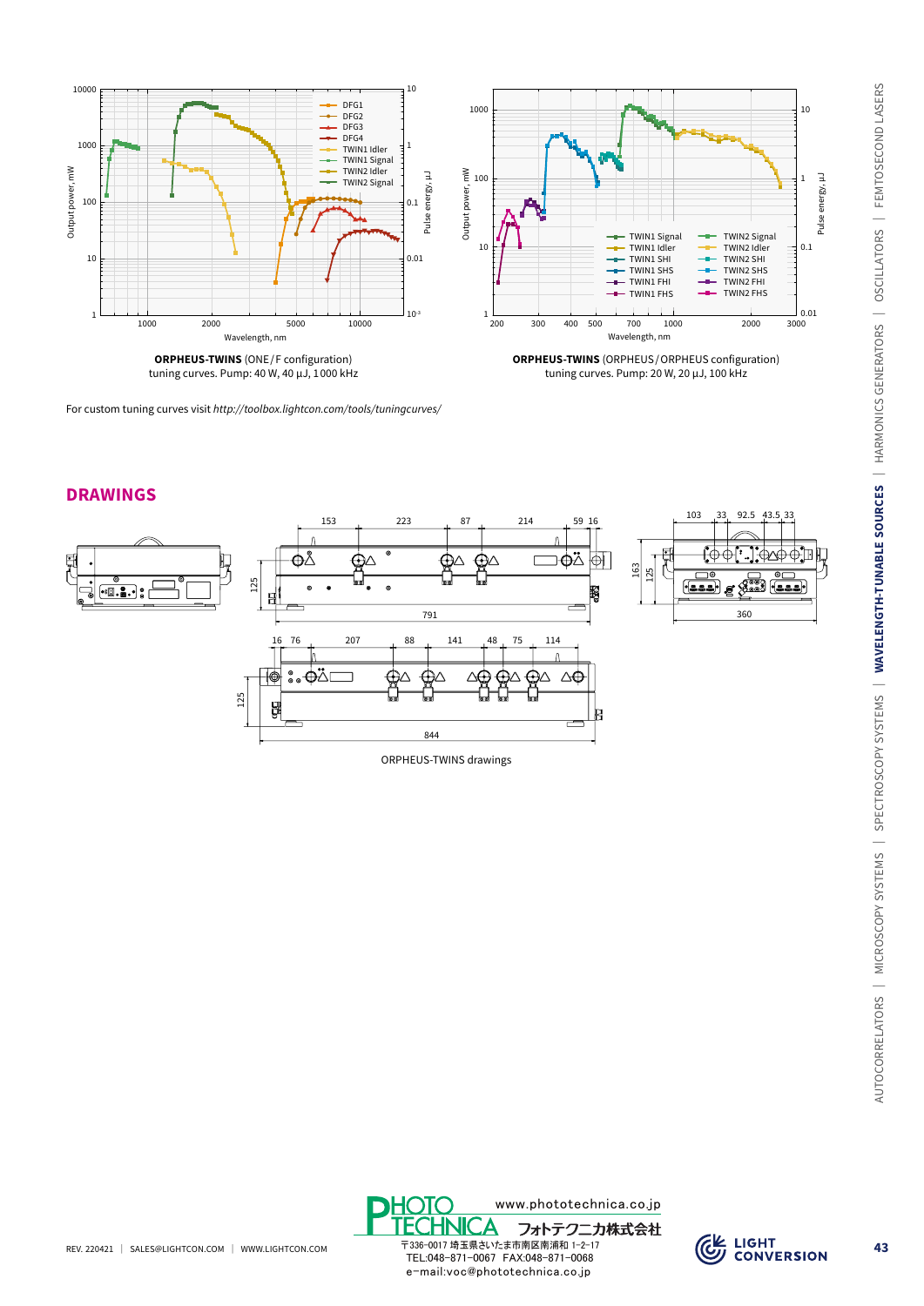Output power, mW

10000
1000
100
10
1

1000 2000 5000 10000

Wavelength, nm

Pulse energy, µJ

10
1
0.1
0.01
$10^{-3}$

DFG1
DFG2
DFG3
DFG4
TWIN1 Idler
TWIN1 Signal
TWIN2 Idler
TWIN2 Signal

**ORPHEUS-TWINS** (ONE / F configuration) tuning curves. Pump: 40 W, 40 µJ, 1000 kHz

Output power, mW

1000
100
10
1

200 300 400 500 700 1000 2000 3000

Wavelength, nm

Pulse energy, µJ

10
1
0.1
0.01

TWIN1 Signal
TWIN1 Idler
TWIN1 SHI
TWIN1 SHS
TWIN1 FHI
TWIN1 FHS
TWIN2 Signal
TWIN2 Idler
TWIN2 SHI
TWIN2 SHS
TWIN2 FHI
TWIN2 FHS

**ORPHEUS-TWINS** (ORPHEUS / ORPHEUS configuration) tuning curves. Pump: 20 W, 20 µJ, 100 kHz

For custom tuning curves visit *http://toolbox.lightcon.com/tools/tuningcurves/*

## DRAWINGS

153 223 87 214 59 16

125

791

103 33 92.5 43.5 33

163 125

360

16 76 207 88 141 48 75 114

125

844

ORPHEUS-TWINS drawings

PHOTO TECHNICA
www.phototechnica.co.jp
フォトテクニカ株式会社
〒336-0017 埼玉県さいたま市南区南浦和 1-2-17
TEL:048-871-0067 FAX:048-871-0068
e-mail:voc@phototechnica.co.jp